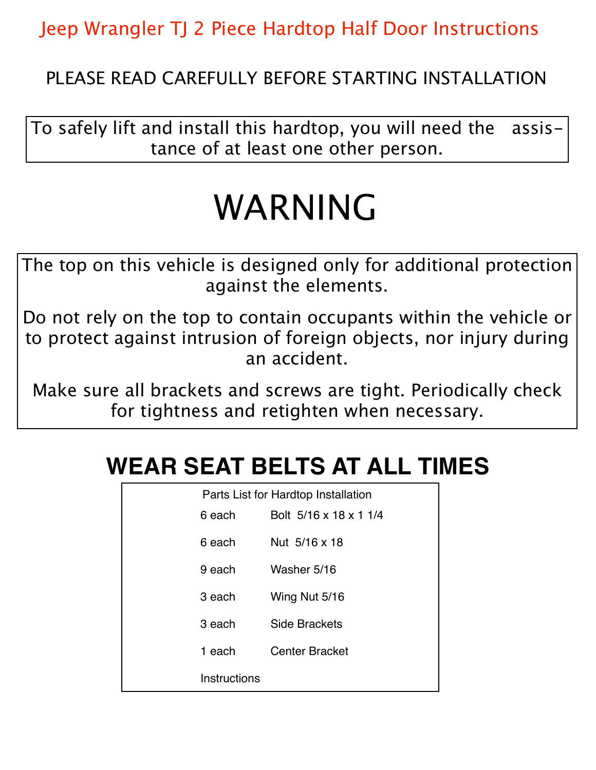# Jeep Wrangler TJ 2 Piece Hardtop Half Door Instructions

PLEASE READ CAREFULLY BEFORE STARTING INSTALLATION

To safely lift and install this hardtop, you will need the assistance of at least one other person.

# WARNING

The top on this vehicle is designed only for additional protection against the elements.

Do not rely on the top to contain occupants within the vehicle or to protect against intrusion of foreign objects, nor injury during an accident.

Make sure all brackets and screws are tight. Periodically check for tightness and retighten when necessary.

## WEAR SEAT BELTS AT ALL TIMES

Parts List for Hardtop Installation

| | |
|---|---|
| 6 each | Bolt 5/16 x 18 x 1 1/4 |
| 6 each | Nut 5/16 x 18 |
| 9 each | Washer 5/16 |
| 3 each | Wing Nut 5/16 |
| 3 each | Side Brackets |
| 1 each | Center Bracket |
| Instructions | |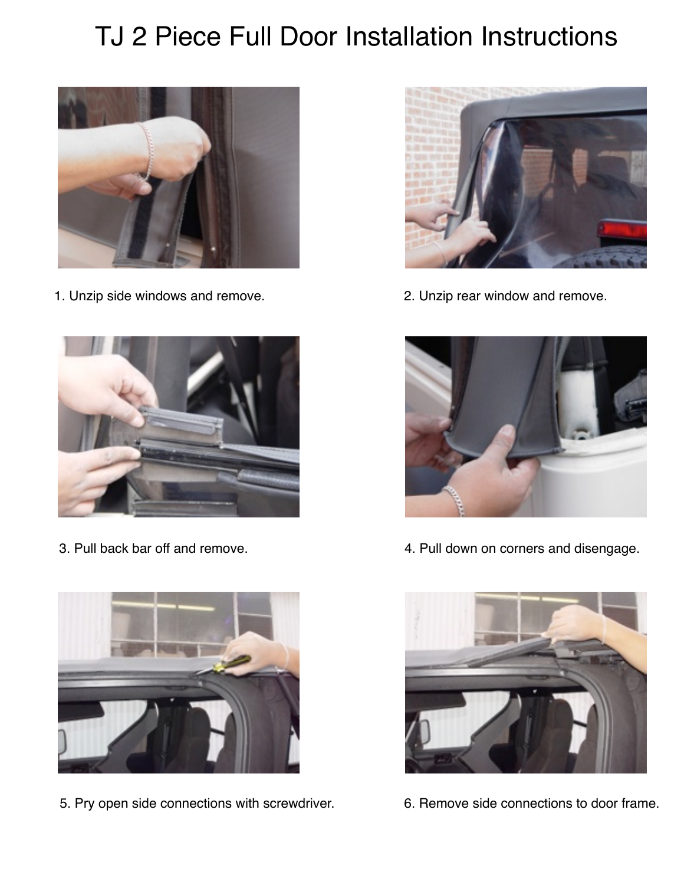# TJ 2 Piece Full Door Installation Instructions

1. Unzip side windows and remove.

2. Unzip rear window and remove.

3. Pull back bar off and remove.

4. Pull down on corners and disengage.

5. Pry open side connections with screwdriver.

6. Remove side connections to door frame.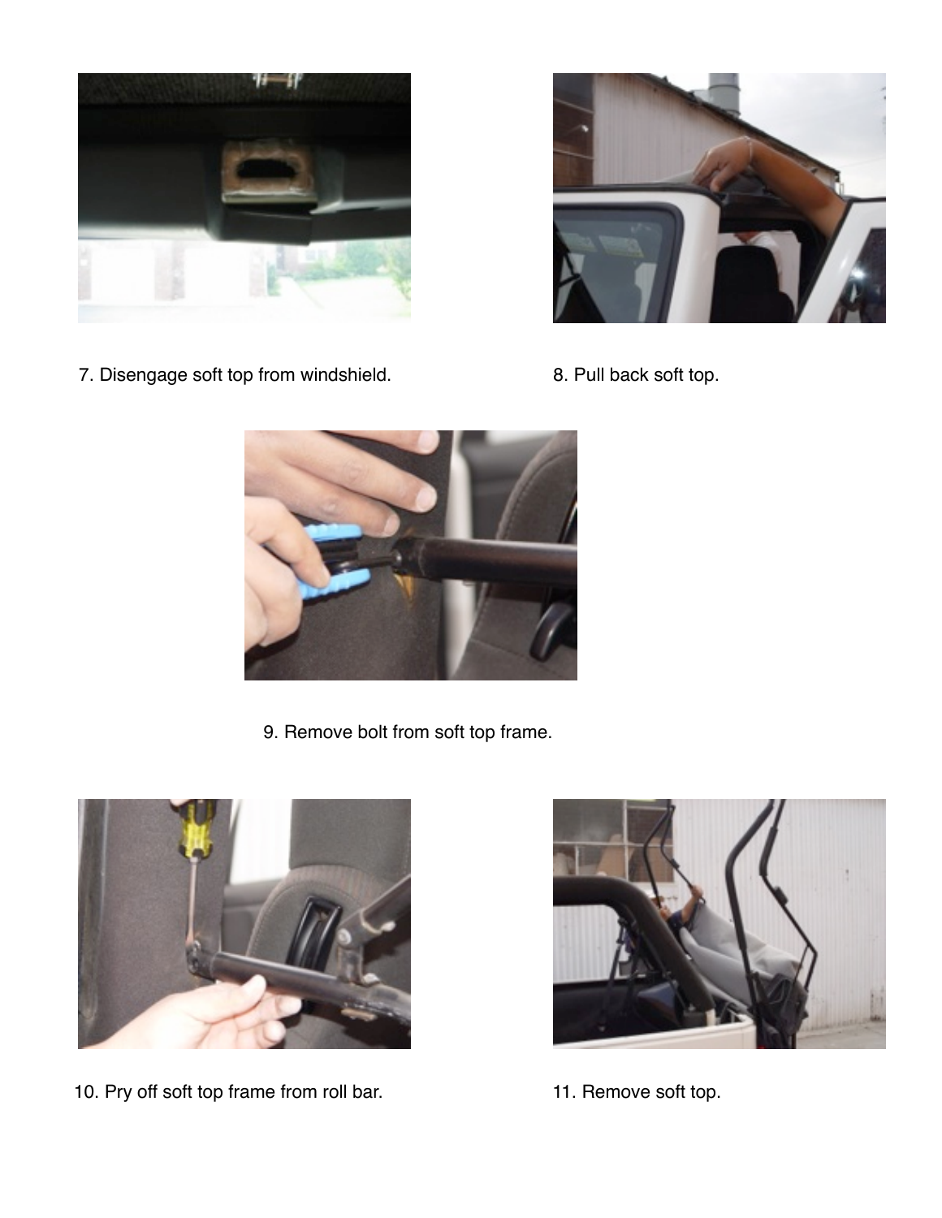7. Disengage soft top from windshield.

8. Pull back soft top.

9. Remove bolt from soft top frame.

10. Pry off soft top frame from roll bar.

11. Remove soft top.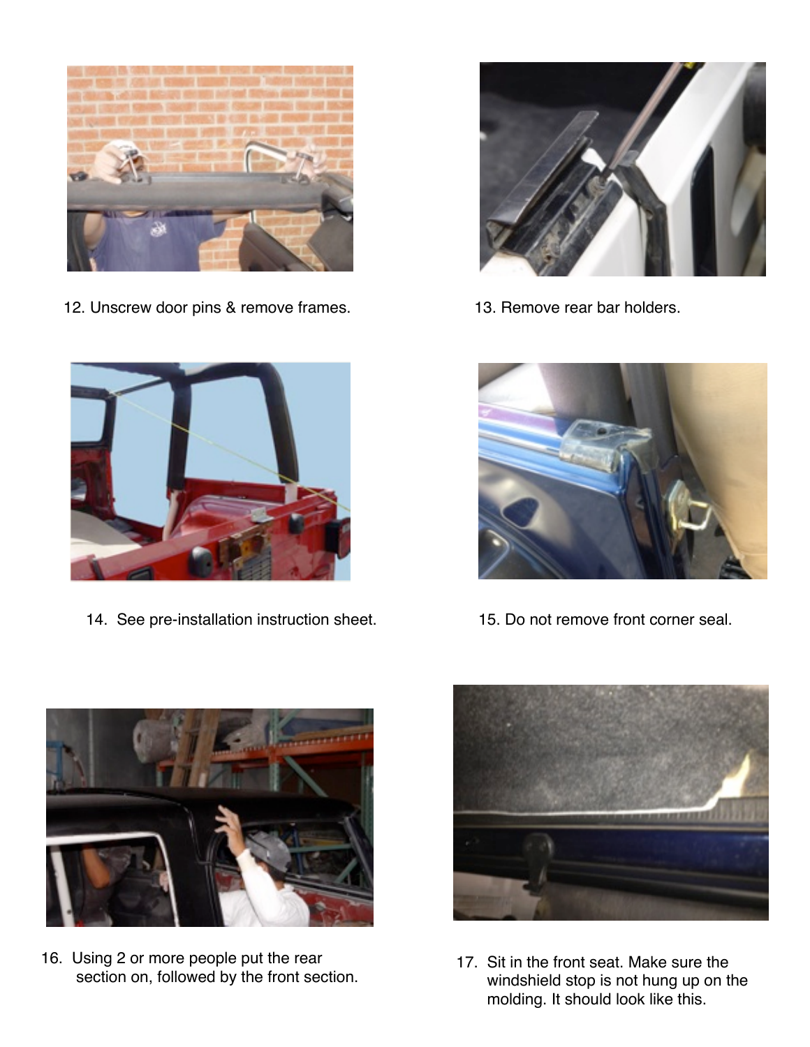12. Unscrew door pins & remove frames.

13. Remove rear bar holders.

14. See pre-installation instruction sheet.

15. Do not remove front corner seal.

16. Using 2 or more people put the rear section on, followed by the front section.

17. Sit in the front seat. Make sure the windshield stop is not hung up on the molding. It should look like this.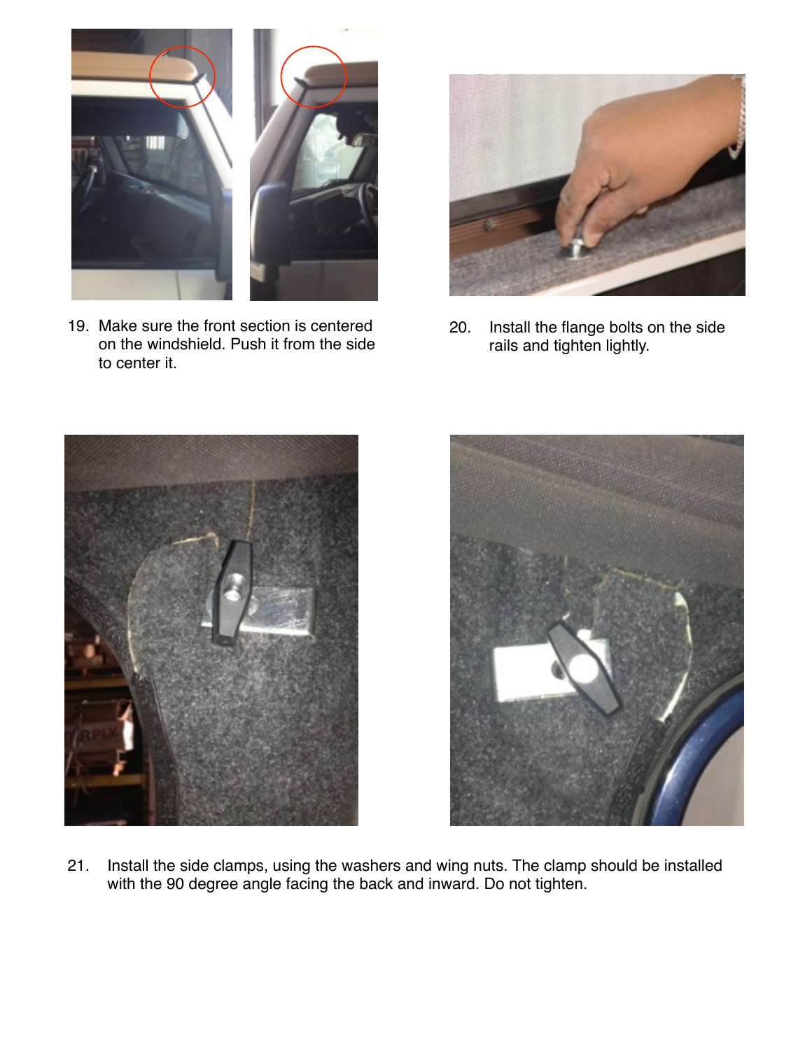19. Make sure the front section is centered on the windshield. Push it from the side to center it.

20. Install the flange bolts on the side rails and tighten lightly.

21. Install the side clamps, using the washers and wing nuts. The clamp should be installed with the 90 degree angle facing the back and inward. Do not tighten.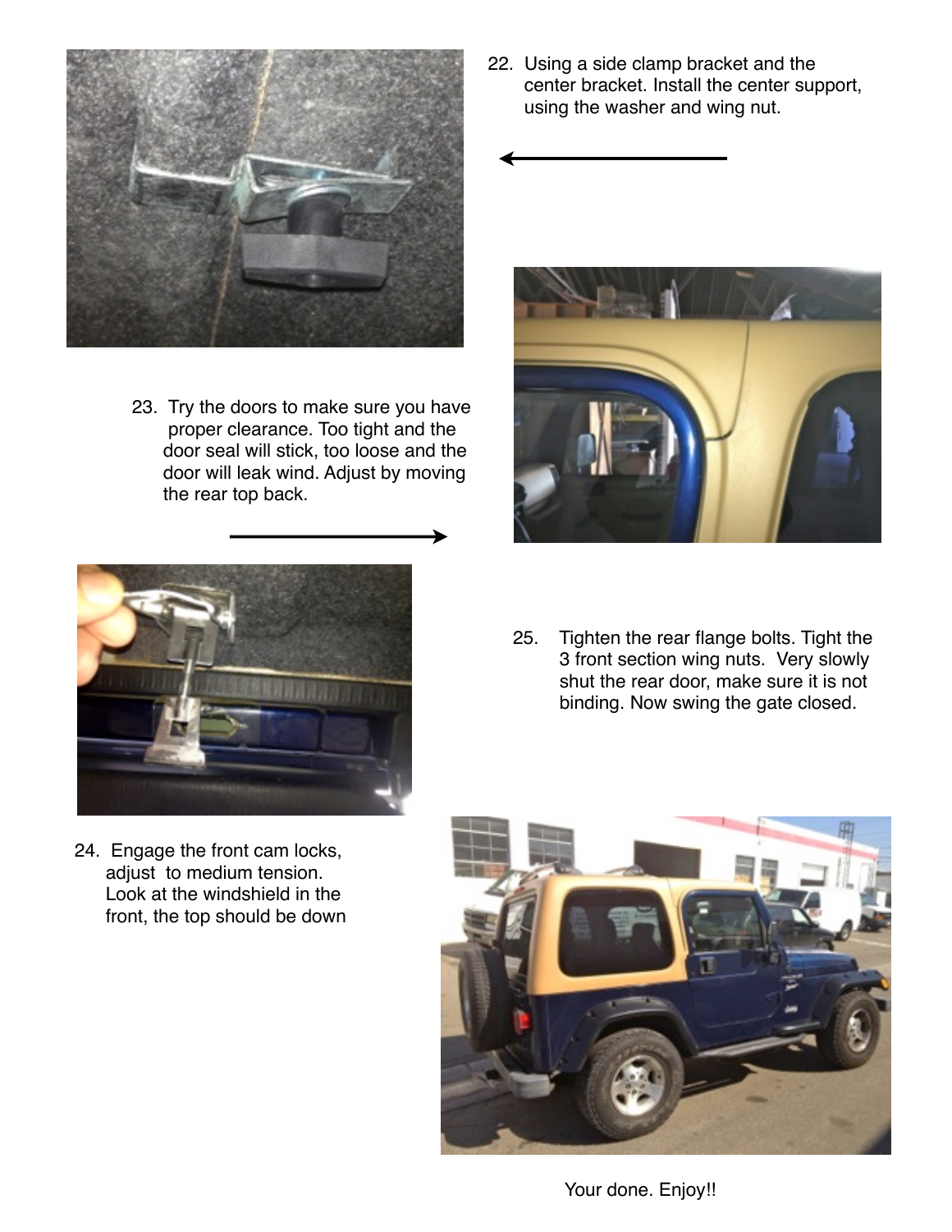22. Using a side clamp bracket and the center bracket. Install the center support, using the washer and wing nut.

23. Try the doors to make sure you have proper clearance. Too tight and the door seal will stick, too loose and the door will leak wind. Adjust by moving the rear top back.

24. Engage the front cam locks, adjust to medium tension. Look at the windshield in the front, the top should be down

25. Tighten the rear flange bolts. Tight the 3 front section wing nuts. Very slowly shut the rear door, make sure it is not binding. Now swing the gate closed.

Your done. Enjoy!!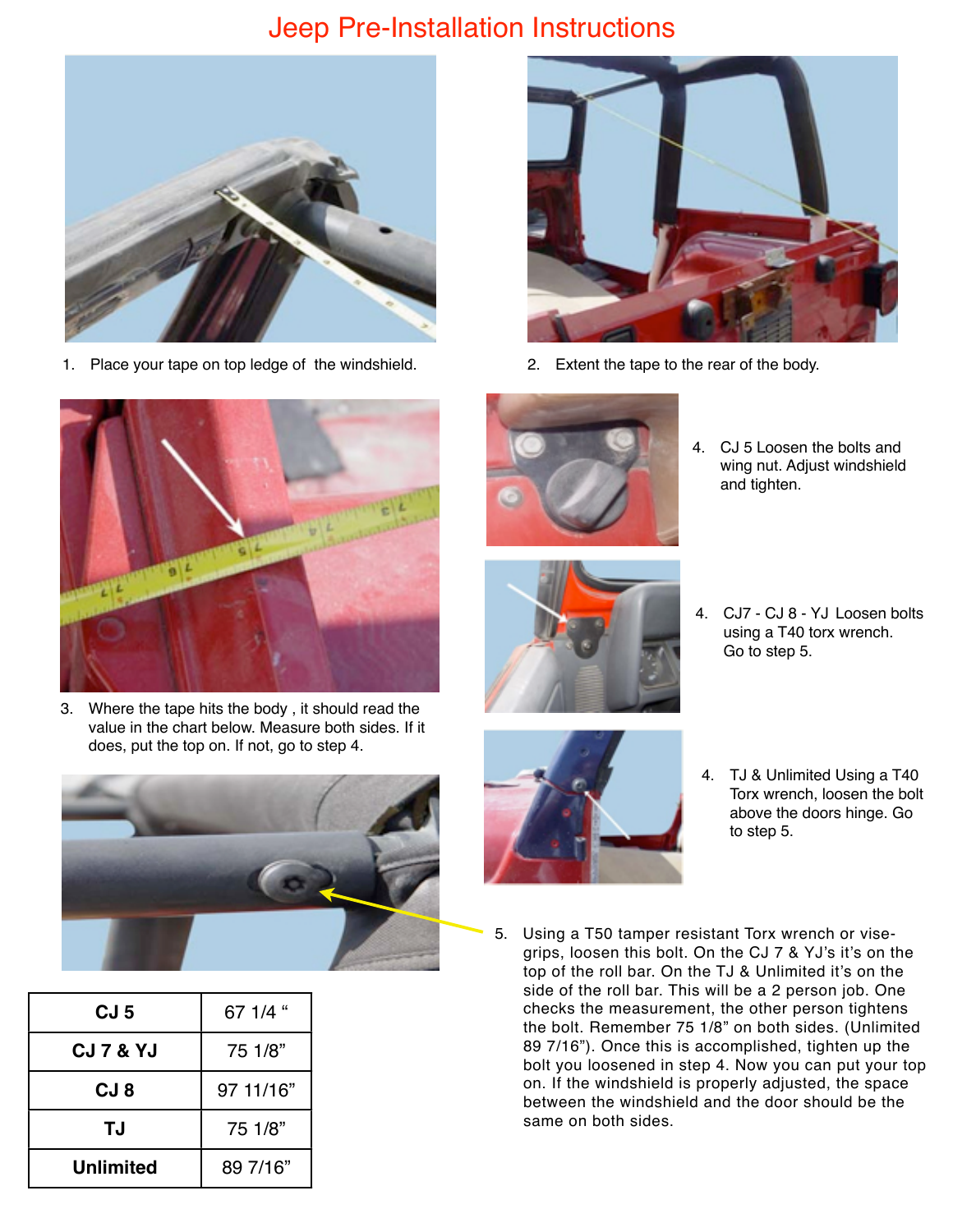# Jeep Pre-Installation Instructions

1. Place your tape on top ledge of the windshield.

2. Extent the tape to the rear of the body.

3. Where the tape hits the body , it should read the value in the chart below. Measure both sides. If it does, put the top on. If not, go to step 4.

4. CJ 5 Loosen the bolts and wing nut. Adjust windshield and tighten.

4. CJ7 - CJ 8 - YJ Loosen bolts using a T40 torx wrench. Go to step 5.

4. TJ & Unlimited Using a T40 Torx wrench, loosen the bolt above the doors hinge. Go to step 5.

5. Using a T50 tamper resistant Torx wrench or vise-grips, loosen this bolt. On the CJ 7 & YJ's it's on the top of the roll bar. On the TJ & Unlimited it's on the side of the roll bar. This will be a 2 person job. One checks the measurement, the other person tightens the bolt. Remember 75 1/8" on both sides. (Unlimited 89 7/16"). Once this is accomplished, tighten up the bolt you loosened in step 4. Now you can put your top on. If the windshield is properly adjusted, the space between the windshield and the door should be the same on both sides.

| | |
|---|---|
| **CJ 5** | 67 1/4 " |
| **CJ 7 & YJ** | 75 1/8" |
| **CJ 8** | 97 11/16" |
| **TJ** | 75 1/8" |
| **Unlimited** | 89 7/16" |